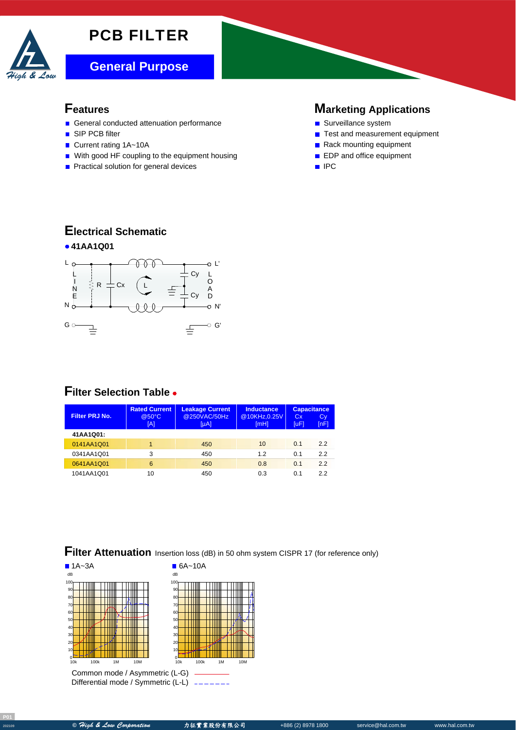# PCB FILTER

## General Purpose

## Features

- General conducted attenuation performance
- SIP PCB filter
- Current rating 1A~10A
- With good HF coupling to the equipment housing
- Practical solution for general devices

## Marketing Applications

- Surveillance system
- Test and measurement equipment
- Rack mounting equipment
- EDP and office equipment
- IPC

## Electrical Schematic

- **41AA1Q01**

## Filter Selection Table

| Filter PRJ No. | Rated Current @50°C [A] | Leakage Current @250VAC/50Hz [μA] | Inductance @10KHz,0.25V [mH] | Capacitance Cx [uF] | Capacitance Cy [nF] |
|---|---|---|---|---|---|
| **41AA1Q01:** | | | | | |
| 0141AA1Q01 | 1 | 450 | 10 | 0.1 | 2.2 |
| 0341AA1Q01 | 3 | 450 | 1.2 | 0.1 | 2.2 |
| 0641AA1Q01 | 6 | 450 | 0.8 | 0.1 | 2.2 |
| 1041AA1Q01 | 10 | 450 | 0.3 | 0.1 | 2.2 |

## Filter Attenuation

Insertion loss (dB) in 50 ohm system CISPR 17 (for reference only)

- 1A~3A
- 6A~10A

Common mode / Asymmetric (L-G) ————

Differential mode / Symmetric (L-L) – – – – – –

© High & Low Corporation 力征實業股份有限公司 +886 (2) 8978 1800 service@hal.com.tw www.hal.com.tw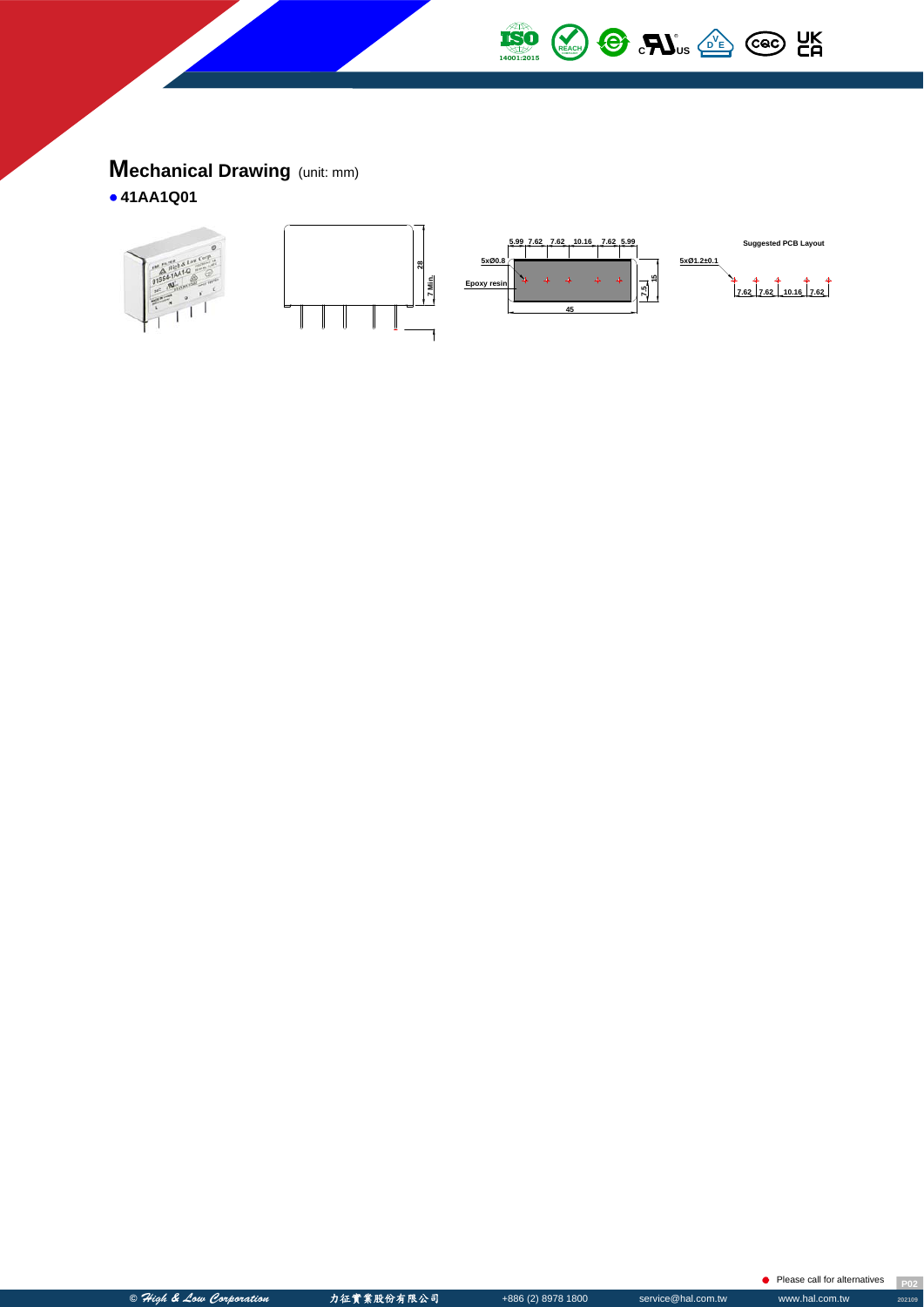# Mechanical Drawing (unit: mm)

- **41AA1Q01**

28

7 Min.

5.99 7.62 7.62 10.16 7.62 5.99

5xØ0.8

Epoxy resin

7.5

15

45

Suggested PCB Layout

5xØ1.2±0.1

7.62 7.62 10.16 7.62

● Please call for alternatives